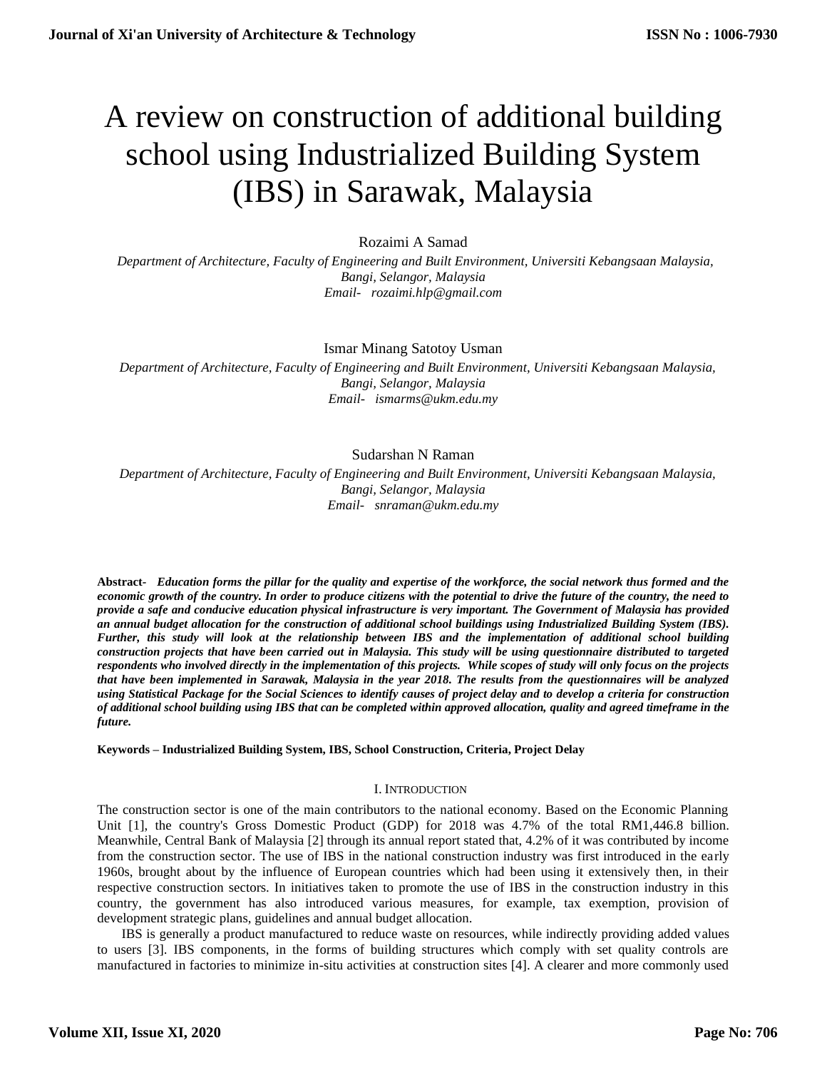# A review on construction of additional building school using Industrialized Building System (IBS) in Sarawak, Malaysia

Rozaimi A Samad

*Department of Architecture, Faculty of Engineering and Built Environment, Universiti Kebangsaan Malaysia, Bangi, Selangor, Malaysia*
*Email- rozaimi.hlp@gmail.com*

Ismar Minang Satotoy Usman

*Department of Architecture, Faculty of Engineering and Built Environment, Universiti Kebangsaan Malaysia, Bangi, Selangor, Malaysia*
*Email- ismarms@ukm.edu.my*

Sudarshan N Raman

*Department of Architecture, Faculty of Engineering and Built Environment, Universiti Kebangsaan Malaysia, Bangi, Selangor, Malaysia*
*Email- snraman@ukm.edu.my*

**Abstract-** ***Education forms the pillar for the quality and expertise of the workforce, the social network thus formed and the economic growth of the country. In order to produce citizens with the potential to drive the future of the country, the need to provide a safe and conducive education physical infrastructure is very important. The Government of Malaysia has provided an annual budget allocation for the construction of additional school buildings using Industrialized Building System (IBS). Further, this study will look at the relationship between IBS and the implementation of additional school building construction projects that have been carried out in Malaysia. This study will be using questionnaire distributed to targeted respondents who involved directly in the implementation of this projects. While scopes of study will only focus on the projects that have been implemented in Sarawak, Malaysia in the year 2018. The results from the questionnaires will be analyzed using Statistical Package for the Social Sciences to identify causes of project delay and to develop a criteria for construction of additional school building using IBS that can be completed within approved allocation, quality and agreed timeframe in the future.***

**Keywords – Industrialized Building System, IBS, School Construction, Criteria, Project Delay**

## I. INTRODUCTION

The construction sector is one of the main contributors to the national economy. Based on the Economic Planning Unit [1], the country's Gross Domestic Product (GDP) for 2018 was 4.7% of the total RM1,446.8 billion. Meanwhile, Central Bank of Malaysia [2] through its annual report stated that, 4.2% of it was contributed by income from the construction sector. The use of IBS in the national construction industry was first introduced in the early 1960s, brought about by the influence of European countries which had been using it extensively then, in their respective construction sectors. In initiatives taken to promote the use of IBS in the construction industry in this country, the government has also introduced various measures, for example, tax exemption, provision of development strategic plans, guidelines and annual budget allocation.

IBS is generally a product manufactured to reduce waste on resources, while indirectly providing added values to users [3]. IBS components, in the forms of building structures which comply with set quality controls are manufactured in factories to minimize in-situ activities at construction sites [4]. A clearer and more commonly used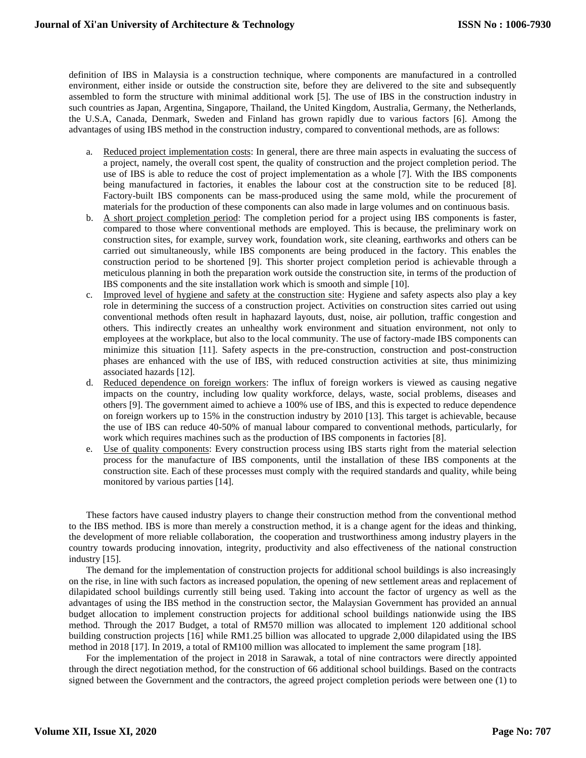definition of IBS in Malaysia is a construction technique, where components are manufactured in a controlled environment, either inside or outside the construction site, before they are delivered to the site and subsequently assembled to form the structure with minimal additional work [5]. The use of IBS in the construction industry in such countries as Japan, Argentina, Singapore, Thailand, the United Kingdom, Australia, Germany, the Netherlands, the U.S.A, Canada, Denmark, Sweden and Finland has grown rapidly due to various factors [6]. Among the advantages of using IBS method in the construction industry, compared to conventional methods, are as follows:

a. Reduced project implementation costs: In general, there are three main aspects in evaluating the success of a project, namely, the overall cost spent, the quality of construction and the project completion period. The use of IBS is able to reduce the cost of project implementation as a whole [7]. With the IBS components being manufactured in factories, it enables the labour cost at the construction site to be reduced [8]. Factory-built IBS components can be mass-produced using the same mold, while the procurement of materials for the production of these components can also made in large volumes and on continuous basis.
b. A short project completion period: The completion period for a project using IBS components is faster, compared to those where conventional methods are employed. This is because, the preliminary work on construction sites, for example, survey work, foundation work, site cleaning, earthworks and others can be carried out simultaneously, while IBS components are being produced in the factory. This enables the construction period to be shortened [9]. This shorter project completion period is achievable through a meticulous planning in both the preparation work outside the construction site, in terms of the production of IBS components and the site installation work which is smooth and simple [10].
c. Improved level of hygiene and safety at the construction site: Hygiene and safety aspects also play a key role in determining the success of a construction project. Activities on construction sites carried out using conventional methods often result in haphazard layouts, dust, noise, air pollution, traffic congestion and others. This indirectly creates an unhealthy work environment and situation environment, not only to employees at the workplace, but also to the local community. The use of factory-made IBS components can minimize this situation [11]. Safety aspects in the pre-construction, construction and post-construction phases are enhanced with the use of IBS, with reduced construction activities at site, thus minimizing associated hazards [12].
d. Reduced dependence on foreign workers: The influx of foreign workers is viewed as causing negative impacts on the country, including low quality workforce, delays, waste, social problems, diseases and others [9]. The government aimed to achieve a 100% use of IBS, and this is expected to reduce dependence on foreign workers up to 15% in the construction industry by 2010 [13]. This target is achievable, because the use of IBS can reduce 40-50% of manual labour compared to conventional methods, particularly, for work which requires machines such as the production of IBS components in factories [8].
e. Use of quality components: Every construction process using IBS starts right from the material selection process for the manufacture of IBS components, until the installation of these IBS components at the construction site. Each of these processes must comply with the required standards and quality, while being monitored by various parties [14].

These factors have caused industry players to change their construction method from the conventional method to the IBS method. IBS is more than merely a construction method, it is a change agent for the ideas and thinking, the development of more reliable collaboration, the cooperation and trustworthiness among industry players in the country towards producing innovation, integrity, productivity and also effectiveness of the national construction industry [15].

The demand for the implementation of construction projects for additional school buildings is also increasingly on the rise, in line with such factors as increased population, the opening of new settlement areas and replacement of dilapidated school buildings currently still being used. Taking into account the factor of urgency as well as the advantages of using the IBS method in the construction sector, the Malaysian Government has provided an annual budget allocation to implement construction projects for additional school buildings nationwide using the IBS method. Through the 2017 Budget, a total of RM570 million was allocated to implement 120 additional school building construction projects [16] while RM1.25 billion was allocated to upgrade 2,000 dilapidated using the IBS method in 2018 [17]. In 2019, a total of RM100 million was allocated to implement the same program [18].

For the implementation of the project in 2018 in Sarawak, a total of nine contractors were directly appointed through the direct negotiation method, for the construction of 66 additional school buildings. Based on the contracts signed between the Government and the contractors, the agreed project completion periods were between one (1) to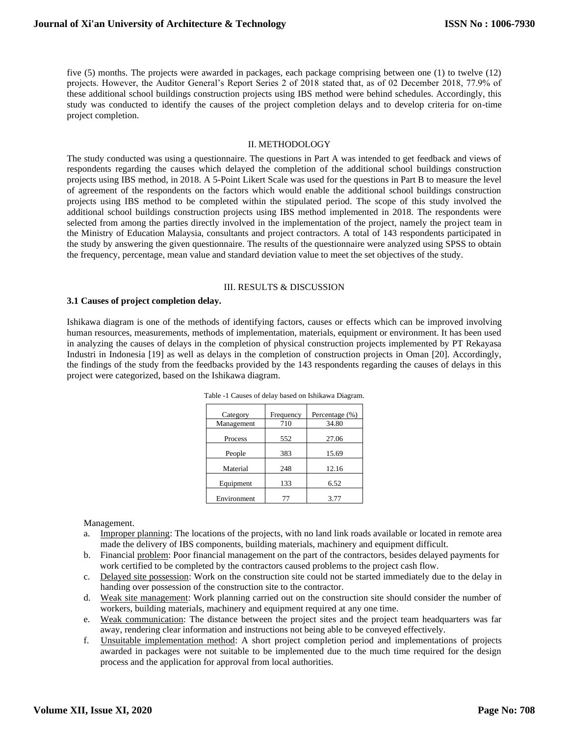five (5) months. The projects were awarded in packages, each package comprising between one (1) to twelve (12) projects. However, the Auditor General's Report Series 2 of 2018 stated that, as of 02 December 2018, 77.9% of these additional school buildings construction projects using IBS method were behind schedules. Accordingly, this study was conducted to identify the causes of the project completion delays and to develop criteria for on-time project completion.

## II. METHODOLOGY

The study conducted was using a questionnaire. The questions in Part A was intended to get feedback and views of respondents regarding the causes which delayed the completion of the additional school buildings construction projects using IBS method, in 2018. A 5-Point Likert Scale was used for the questions in Part B to measure the level of agreement of the respondents on the factors which would enable the additional school buildings construction projects using IBS method to be completed within the stipulated period. The scope of this study involved the additional school buildings construction projects using IBS method implemented in 2018. The respondents were selected from among the parties directly involved in the implementation of the project, namely the project team in the Ministry of Education Malaysia, consultants and project contractors. A total of 143 respondents participated in the study by answering the given questionnaire. The results of the questionnaire were analyzed using SPSS to obtain the frequency, percentage, mean value and standard deviation value to meet the set objectives of the study.

## III. RESULTS & DISCUSSION

### 3.1 Causes of project completion delay.

Ishikawa diagram is one of the methods of identifying factors, causes or effects which can be improved involving human resources, measurements, methods of implementation, materials, equipment or environment. It has been used in analyzing the causes of delays in the completion of physical construction projects implemented by PT Rekayasa Industri in Indonesia [19] as well as delays in the completion of construction projects in Oman [20]. Accordingly, the findings of the study from the feedbacks provided by the 143 respondents regarding the causes of delays in this project were categorized, based on the Ishikawa diagram.

Table -1 Causes of delay based on Ishikawa Diagram.

| Category | Frequency | Percentage (%) |
|---|---|---|
| Management | 710 | 34.80 |
| Process | 552 | 27.06 |
| People | 383 | 15.69 |
| Material | 248 | 12.16 |
| Equipment | 133 | 6.52 |
| Environment | 77 | 3.77 |

Management.

a. Improper planning: The locations of the projects, with no land link roads available or located in remote area made the delivery of IBS components, building materials, machinery and equipment difficult.
b. Financial problem: Poor financial management on the part of the contractors, besides delayed payments for work certified to be completed by the contractors caused problems to the project cash flow.
c. Delayed site possession: Work on the construction site could not be started immediately due to the delay in handing over possession of the construction site to the contractor.
d. Weak site management: Work planning carried out on the construction site should consider the number of workers, building materials, machinery and equipment required at any one time.
e. Weak communication: The distance between the project sites and the project team headquarters was far away, rendering clear information and instructions not being able to be conveyed effectively.
f. Unsuitable implementation method: A short project completion period and implementations of projects awarded in packages were not suitable to be implemented due to the much time required for the design process and the application for approval from local authorities.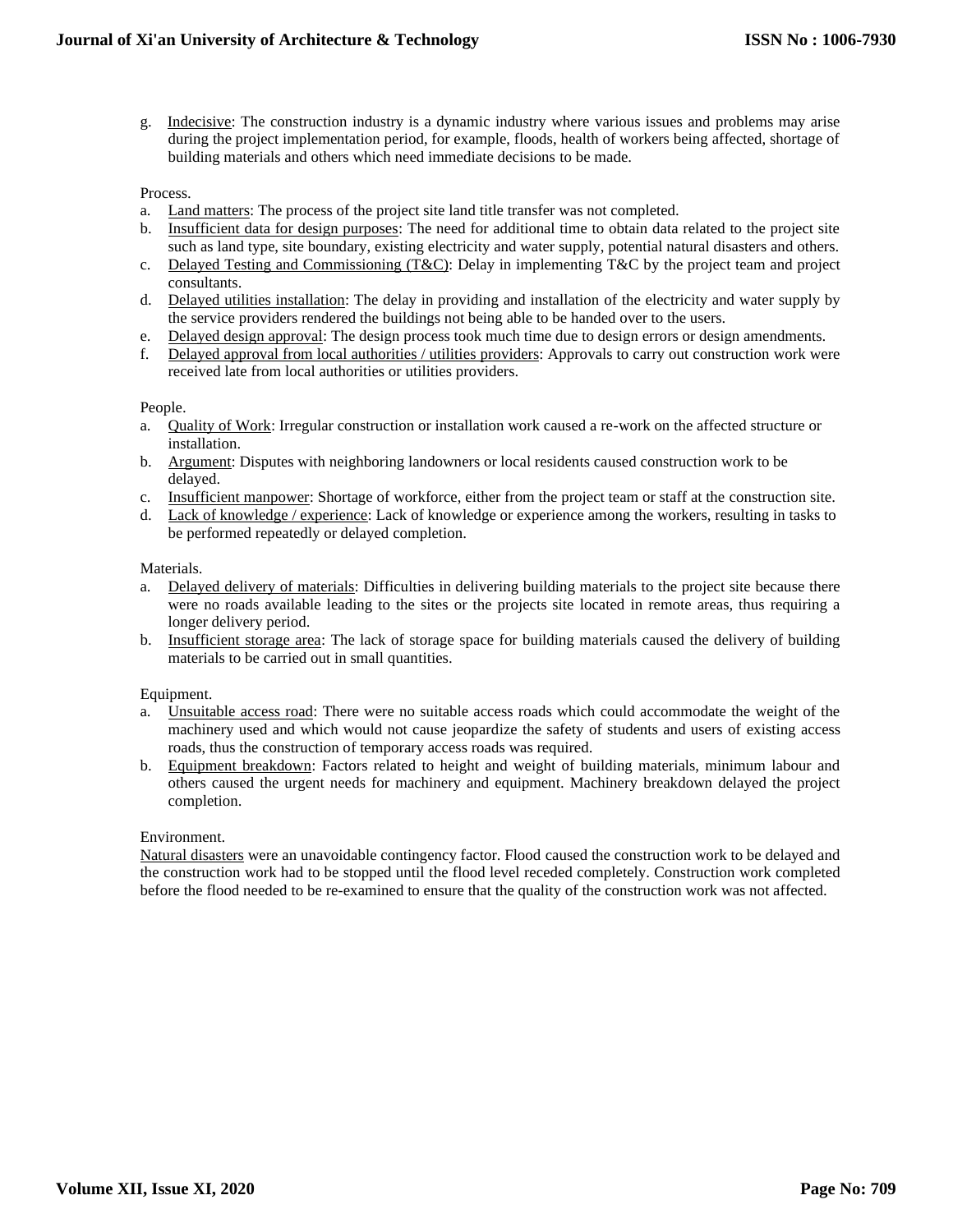g. Indecisive: The construction industry is a dynamic industry where various issues and problems may arise during the project implementation period, for example, floods, health of workers being affected, shortage of building materials and others which need immediate decisions to be made.

Process.

a. Land matters: The process of the project site land title transfer was not completed.
b. Insufficient data for design purposes: The need for additional time to obtain data related to the project site such as land type, site boundary, existing electricity and water supply, potential natural disasters and others.
c. Delayed Testing and Commissioning (T&C): Delay in implementing T&C by the project team and project consultants.
d. Delayed utilities installation: The delay in providing and installation of the electricity and water supply by the service providers rendered the buildings not being able to be handed over to the users.
e. Delayed design approval: The design process took much time due to design errors or design amendments.
f. Delayed approval from local authorities / utilities providers: Approvals to carry out construction work were received late from local authorities or utilities providers.

People.

a. Quality of Work: Irregular construction or installation work caused a re-work on the affected structure or installation.
b. Argument: Disputes with neighboring landowners or local residents caused construction work to be delayed.
c. Insufficient manpower: Shortage of workforce, either from the project team or staff at the construction site.
d. Lack of knowledge / experience: Lack of knowledge or experience among the workers, resulting in tasks to be performed repeatedly or delayed completion.

Materials.

a. Delayed delivery of materials: Difficulties in delivering building materials to the project site because there were no roads available leading to the sites or the projects site located in remote areas, thus requiring a longer delivery period.
b. Insufficient storage area: The lack of storage space for building materials caused the delivery of building materials to be carried out in small quantities.

Equipment.

a. Unsuitable access road: There were no suitable access roads which could accommodate the weight of the machinery used and which would not cause jeopardize the safety of students and users of existing access roads, thus the construction of temporary access roads was required.
b. Equipment breakdown: Factors related to height and weight of building materials, minimum labour and others caused the urgent needs for machinery and equipment. Machinery breakdown delayed the project completion.

Environment.

Natural disasters were an unavoidable contingency factor. Flood caused the construction work to be delayed and the construction work had to be stopped until the flood level receded completely. Construction work completed before the flood needed to be re-examined to ensure that the quality of the construction work was not affected.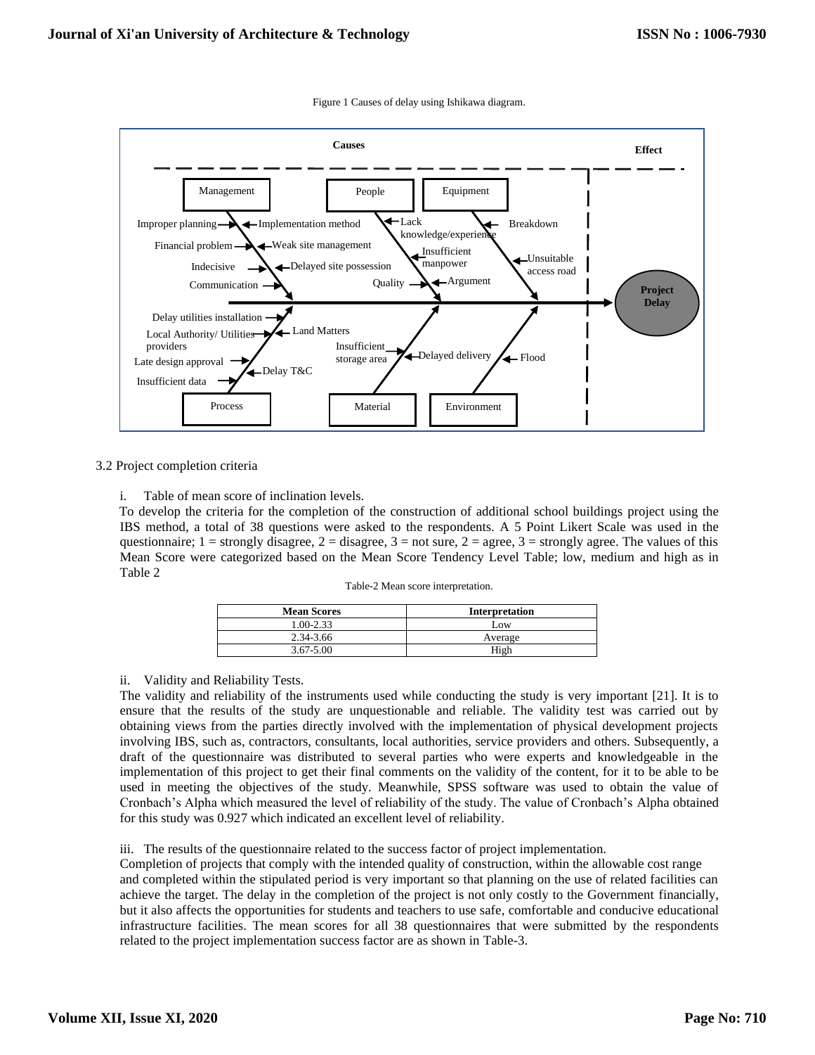Figure 1 Causes of delay using Ishikawa diagram.

3.2 Project completion criteria

i. Table of mean score of inclination levels.

To develop the criteria for the completion of the construction of additional school buildings project using the IBS method, a total of 38 questions were asked to the respondents. A 5 Point Likert Scale was used in the questionnaire; 1 = strongly disagree, 2 = disagree, 3 = not sure, 2 = agree, 3 = strongly agree. The values of this Mean Score were categorized based on the Mean Score Tendency Level Table; low, medium and high as in Table 2

Table-2 Mean score interpretation.

| Mean Scores | Interpretation |
|---|---|
| 1.00-2.33 | Low |
| 2.34-3.66 | Average |
| 3.67-5.00 | High |

ii. Validity and Reliability Tests.

The validity and reliability of the instruments used while conducting the study is very important [21]. It is to ensure that the results of the study are unquestionable and reliable. The validity test was carried out by obtaining views from the parties directly involved with the implementation of physical development projects involving IBS, such as, contractors, consultants, local authorities, service providers and others. Subsequently, a draft of the questionnaire was distributed to several parties who were experts and knowledgeable in the implementation of this project to get their final comments on the validity of the content, for it to be able to be used in meeting the objectives of the study. Meanwhile, SPSS software was used to obtain the value of Cronbach's Alpha which measured the level of reliability of the study. The value of Cronbach's Alpha obtained for this study was 0.927 which indicated an excellent level of reliability.

iii. The results of the questionnaire related to the success factor of project implementation.

Completion of projects that comply with the intended quality of construction, within the allowable cost range and completed within the stipulated period is very important so that planning on the use of related facilities can achieve the target. The delay in the completion of the project is not only costly to the Government financially, but it also affects the opportunities for students and teachers to use safe, comfortable and conducive educational infrastructure facilities. The mean scores for all 38 questionnaires that were submitted by the respondents related to the project implementation success factor are as shown in Table-3.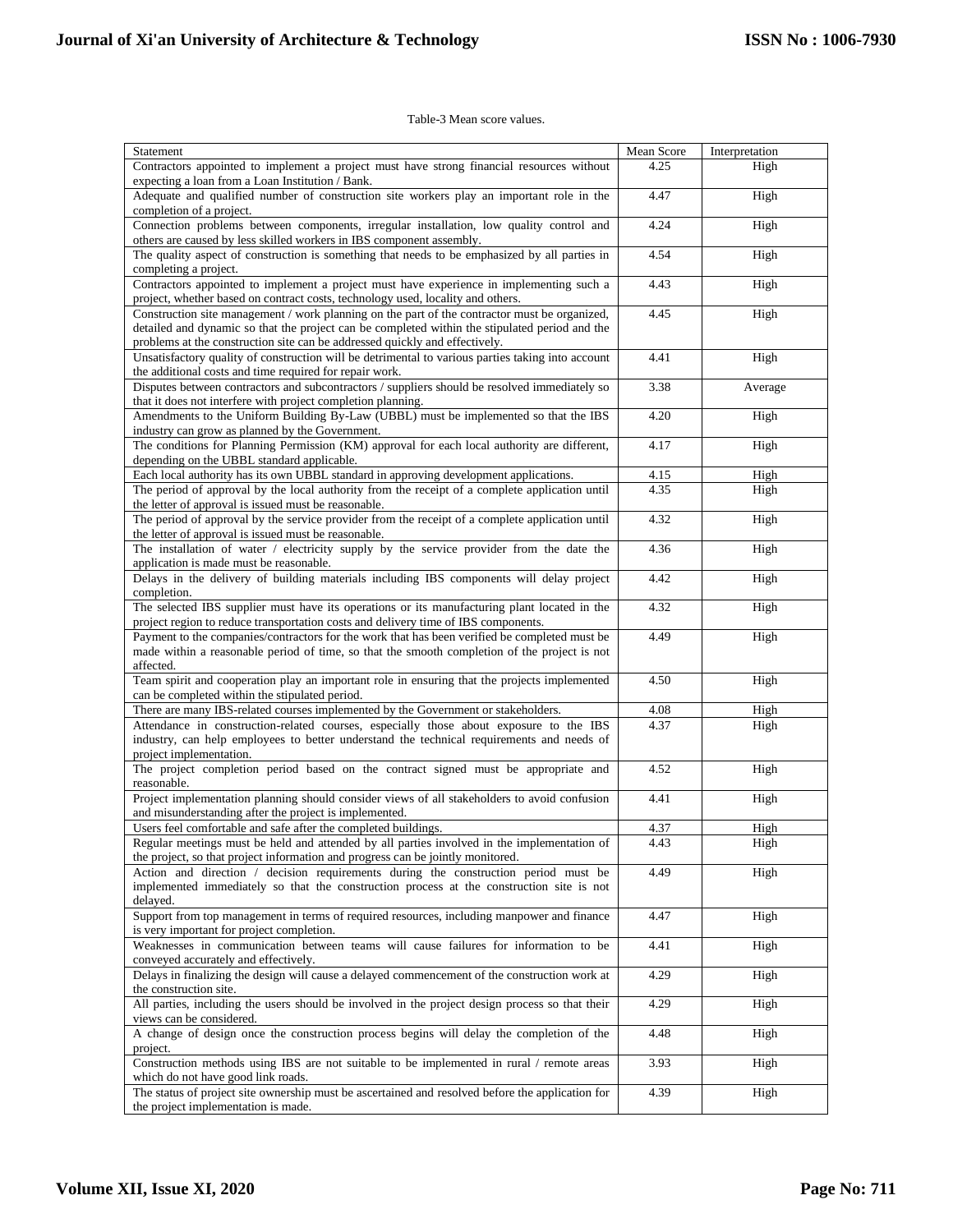Table-3 Mean score values.

| Statement | Mean Score | Interpretation |
| --- | --- | --- |
| Contractors appointed to implement a project must have strong financial resources without expecting a loan from a Loan Institution / Bank. | 4.25 | High |
| Adequate and qualified number of construction site workers play an important role in the completion of a project. | 4.47 | High |
| Connection problems between components, irregular installation, low quality control and others are caused by less skilled workers in IBS component assembly. | 4.24 | High |
| The quality aspect of construction is something that needs to be emphasized by all parties in completing a project. | 4.54 | High |
| Contractors appointed to implement a project must have experience in implementing such a project, whether based on contract costs, technology used, locality and others. | 4.43 | High |
| Construction site management / work planning on the part of the contractor must be organized, detailed and dynamic so that the project can be completed within the stipulated period and the problems at the construction site can be addressed quickly and effectively. | 4.45 | High |
| Unsatisfactory quality of construction will be detrimental to various parties taking into account the additional costs and time required for repair work. | 4.41 | High |
| Disputes between contractors and subcontractors / suppliers should be resolved immediately so that it does not interfere with project completion planning. | 3.38 | Average |
| Amendments to the Uniform Building By-Law (UBBL) must be implemented so that the IBS industry can grow as planned by the Government. | 4.20 | High |
| The conditions for Planning Permission (KM) approval for each local authority are different, depending on the UBBL standard applicable. | 4.17 | High |
| Each local authority has its own UBBL standard in approving development applications. | 4.15 | High |
| The period of approval by the local authority from the receipt of a complete application until the letter of approval is issued must be reasonable. | 4.35 | High |
| The period of approval by the service provider from the receipt of a complete application until the letter of approval is issued must be reasonable. | 4.32 | High |
| The installation of water / electricity supply by the service provider from the date the application is made must be reasonable. | 4.36 | High |
| Delays in the delivery of building materials including IBS components will delay project completion. | 4.42 | High |
| The selected IBS supplier must have its operations or its manufacturing plant located in the project region to reduce transportation costs and delivery time of IBS components. | 4.32 | High |
| Payment to the companies/contractors for the work that has been verified be completed must be made within a reasonable period of time, so that the smooth completion of the project is not affected. | 4.49 | High |
| Team spirit and cooperation play an important role in ensuring that the projects implemented can be completed within the stipulated period. | 4.50 | High |
| There are many IBS-related courses implemented by the Government or stakeholders. | 4.08 | High |
| Attendance in construction-related courses, especially those about exposure to the IBS industry, can help employees to better understand the technical requirements and needs of project implementation. | 4.37 | High |
| The project completion period based on the contract signed must be appropriate and reasonable. | 4.52 | High |
| Project implementation planning should consider views of all stakeholders to avoid confusion and misunderstanding after the project is implemented. | 4.41 | High |
| Users feel comfortable and safe after the completed buildings. | 4.37 | High |
| Regular meetings must be held and attended by all parties involved in the implementation of the project, so that project information and progress can be jointly monitored. | 4.43 | High |
| Action and direction / decision requirements during the construction period must be implemented immediately so that the construction process at the construction site is not delayed. | 4.49 | High |
| Support from top management in terms of required resources, including manpower and finance is very important for project completion. | 4.47 | High |
| Weaknesses in communication between teams will cause failures for information to be conveyed accurately and effectively. | 4.41 | High |
| Delays in finalizing the design will cause a delayed commencement of the construction work at the construction site. | 4.29 | High |
| All parties, including the users should be involved in the project design process so that their views can be considered. | 4.29 | High |
| A change of design once the construction process begins will delay the completion of the project. | 4.48 | High |
| Construction methods using IBS are not suitable to be implemented in rural / remote areas which do not have good link roads. | 3.93 | High |
| The status of project site ownership must be ascertained and resolved before the application for the project implementation is made. | 4.39 | High |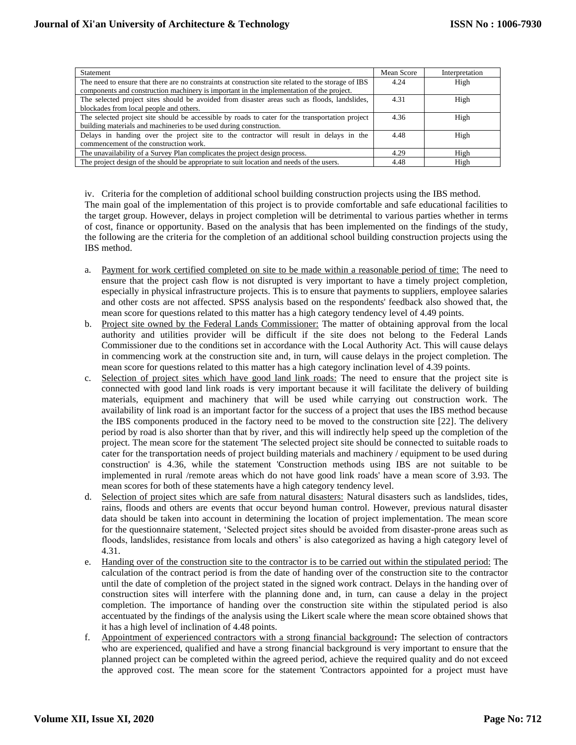| Statement | Mean Score | Interpretation |
|---|---|---|
| The need to ensure that there are no constraints at construction site related to the storage of IBS components and construction machinery is important in the implementation of the project. | 4.24 | High |
| The selected project sites should be avoided from disaster areas such as floods, landslides, blockades from local people and others. | 4.31 | High |
| The selected project site should be accessible by roads to cater for the transportation project building materials and machineries to be used during construction. | 4.36 | High |
| Delays in handing over the project site to the contractor will result in delays in the commencement of the construction work. | 4.48 | High |
| The unavailability of a Survey Plan complicates the project design process. | 4.29 | High |
| The project design of the should be appropriate to suit location and needs of the users. | 4.48 | High |

iv. Criteria for the completion of additional school building construction projects using the IBS method.

The main goal of the implementation of this project is to provide comfortable and safe educational facilities to the target group. However, delays in project completion will be detrimental to various parties whether in terms of cost, finance or opportunity. Based on the analysis that has been implemented on the findings of the study, the following are the criteria for the completion of an additional school building construction projects using the IBS method.

a. Payment for work certified completed on site to be made within a reasonable period of time: The need to ensure that the project cash flow is not disrupted is very important to have a timely project completion, especially in physical infrastructure projects. This is to ensure that payments to suppliers, employee salaries and other costs are not affected. SPSS analysis based on the respondents' feedback also showed that, the mean score for questions related to this matter has a high category tendency level of 4.49 points.

b. Project site owned by the Federal Lands Commissioner: The matter of obtaining approval from the local authority and utilities provider will be difficult if the site does not belong to the Federal Lands Commissioner due to the conditions set in accordance with the Local Authority Act. This will cause delays in commencing work at the construction site and, in turn, will cause delays in the project completion. The mean score for questions related to this matter has a high category inclination level of 4.39 points.

c. Selection of project sites which have good land link roads: The need to ensure that the project site is connected with good land link roads is very important because it will facilitate the delivery of building materials, equipment and machinery that will be used while carrying out construction work. The availability of link road is an important factor for the success of a project that uses the IBS method because the IBS components produced in the factory need to be moved to the construction site [22]. The delivery period by road is also shorter than that by river, and this will indirectly help speed up the completion of the project. The mean score for the statement 'The selected project site should be connected to suitable roads to cater for the transportation needs of project building materials and machinery / equipment to be used during construction' is 4.36, while the statement 'Construction methods using IBS are not suitable to be implemented in rural /remote areas which do not have good link roads' have a mean score of 3.93. The mean scores for both of these statements have a high category tendency level.

d. Selection of project sites which are safe from natural disasters: Natural disasters such as landslides, tides, rains, floods and others are events that occur beyond human control. However, previous natural disaster data should be taken into account in determining the location of project implementation. The mean score for the questionnaire statement, 'Selected project sites should be avoided from disaster-prone areas such as floods, landslides, resistance from locals and others' is also categorized as having a high category level of 4.31.

e. Handing over of the construction site to the contractor is to be carried out within the stipulated period: The calculation of the contract period is from the date of handing over of the construction site to the contractor until the date of completion of the project stated in the signed work contract. Delays in the handing over of construction sites will interfere with the planning done and, in turn, can cause a delay in the project completion. The importance of handing over the construction site within the stipulated period is also accentuated by the findings of the analysis using the Likert scale where the mean score obtained shows that it has a high level of inclination of 4.48 points.

f. Appointment of experienced contractors with a strong financial background**:** The selection of contractors who are experienced, qualified and have a strong financial background is very important to ensure that the planned project can be completed within the agreed period, achieve the required quality and do not exceed the approved cost. The mean score for the statement 'Contractors appointed for a project must have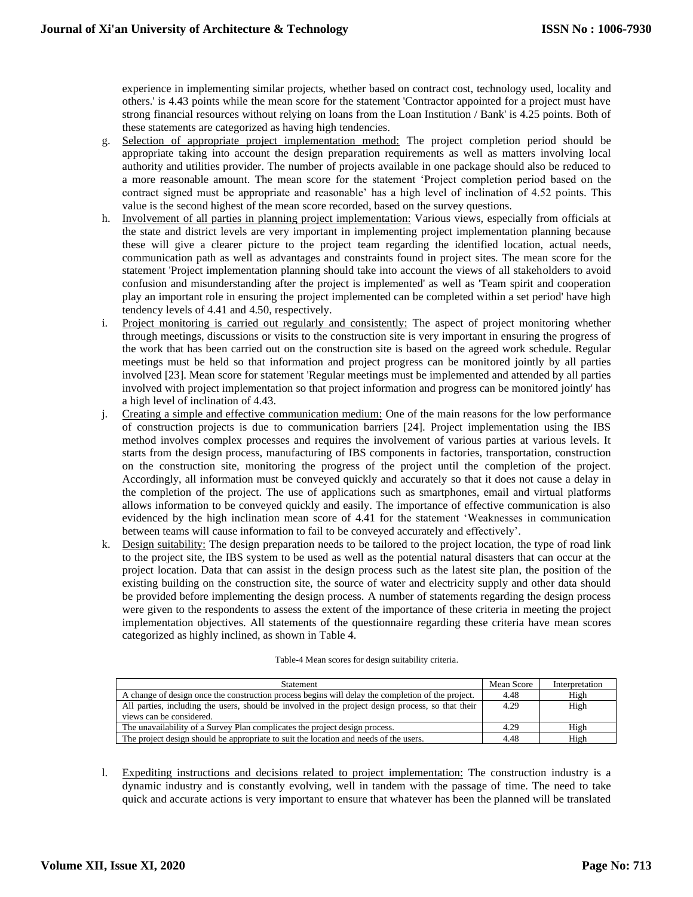experience in implementing similar projects, whether based on contract cost, technology used, locality and others.' is 4.43 points while the mean score for the statement 'Contractor appointed for a project must have strong financial resources without relying on loans from the Loan Institution / Bank' is 4.25 points. Both of these statements are categorized as having high tendencies.

g. Selection of appropriate project implementation method: The project completion period should be appropriate taking into account the design preparation requirements as well as matters involving local authority and utilities provider. The number of projects available in one package should also be reduced to a more reasonable amount. The mean score for the statement 'Project completion period based on the contract signed must be appropriate and reasonable' has a high level of inclination of 4.52 points. This value is the second highest of the mean score recorded, based on the survey questions.

h. Involvement of all parties in planning project implementation: Various views, especially from officials at the state and district levels are very important in implementing project implementation planning because these will give a clearer picture to the project team regarding the identified location, actual needs, communication path as well as advantages and constraints found in project sites. The mean score for the statement 'Project implementation planning should take into account the views of all stakeholders to avoid confusion and misunderstanding after the project is implemented' as well as 'Team spirit and cooperation play an important role in ensuring the project implemented can be completed within a set period' have high tendency levels of 4.41 and 4.50, respectively.

i. Project monitoring is carried out regularly and consistently: The aspect of project monitoring whether through meetings, discussions or visits to the construction site is very important in ensuring the progress of the work that has been carried out on the construction site is based on the agreed work schedule. Regular meetings must be held so that information and project progress can be monitored jointly by all parties involved [23]. Mean score for statement 'Regular meetings must be implemented and attended by all parties involved with project implementation so that project information and progress can be monitored jointly' has a high level of inclination of 4.43.

j. Creating a simple and effective communication medium: One of the main reasons for the low performance of construction projects is due to communication barriers [24]. Project implementation using the IBS method involves complex processes and requires the involvement of various parties at various levels. It starts from the design process, manufacturing of IBS components in factories, transportation, construction on the construction site, monitoring the progress of the project until the completion of the project. Accordingly, all information must be conveyed quickly and accurately so that it does not cause a delay in the completion of the project. The use of applications such as smartphones, email and virtual platforms allows information to be conveyed quickly and easily. The importance of effective communication is also evidenced by the high inclination mean score of 4.41 for the statement 'Weaknesses in communication between teams will cause information to fail to be conveyed accurately and effectively'.

k. Design suitability: The design preparation needs to be tailored to the project location, the type of road link to the project site, the IBS system to be used as well as the potential natural disasters that can occur at the project location. Data that can assist in the design process such as the latest site plan, the position of the existing building on the construction site, the source of water and electricity supply and other data should be provided before implementing the design process. A number of statements regarding the design process were given to the respondents to assess the extent of the importance of these criteria in meeting the project implementation objectives. All statements of the questionnaire regarding these criteria have mean scores categorized as highly inclined, as shown in Table 4.

Table-4 Mean scores for design suitability criteria.

| Statement | Mean Score | Interpretation |
|---|---|---|
| A change of design once the construction process begins will delay the completion of the project. | 4.48 | High |
| All parties, including the users, should be involved in the project design process, so that their views can be considered. | 4.29 | High |
| The unavailability of a Survey Plan complicates the project design process. | 4.29 | High |
| The project design should be appropriate to suit the location and needs of the users. | 4.48 | High |

l. Expediting instructions and decisions related to project implementation: The construction industry is a dynamic industry and is constantly evolving, well in tandem with the passage of time. The need to take quick and accurate actions is very important to ensure that whatever has been the planned will be translated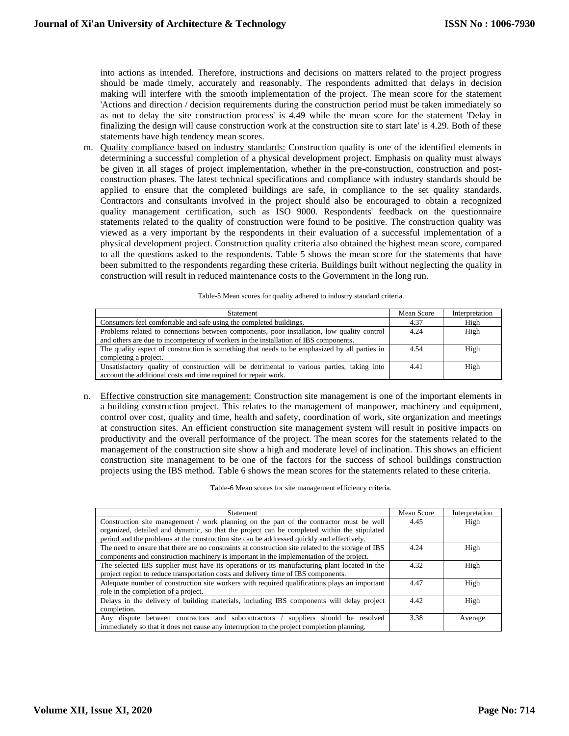into actions as intended. Therefore, instructions and decisions on matters related to the project progress should be made timely, accurately and reasonably. The respondents admitted that delays in decision making will interfere with the smooth implementation of the project. The mean score for the statement 'Actions and direction / decision requirements during the construction period must be taken immediately so as not to delay the site construction process' is 4.49 while the mean score for the statement 'Delay in finalizing the design will cause construction work at the construction site to start late' is 4.29. Both of these statements have high tendency mean scores.

m. Quality compliance based on industry standards: Construction quality is one of the identified elements in determining a successful completion of a physical development project. Emphasis on quality must always be given in all stages of project implementation, whether in the pre-construction, construction and post-construction phases. The latest technical specifications and compliance with industry standards should be applied to ensure that the completed buildings are safe, in compliance to the set quality standards. Contractors and consultants involved in the project should also be encouraged to obtain a recognized quality management certification, such as ISO 9000. Respondents' feedback on the questionnaire statements related to the quality of construction were found to be positive. The construction quality was viewed as a very important by the respondents in their evaluation of a successful implementation of a physical development project. Construction quality criteria also obtained the highest mean score, compared to all the questions asked to the respondents. Table 5 shows the mean score for the statements that have been submitted to the respondents regarding these criteria. Buildings built without neglecting the quality in construction will result in reduced maintenance costs to the Government in the long run.

Table-5 Mean scores for quality adhered to industry standard criteria.

| Statement | Mean Score | Interpretation |
|---|---|---|
| Consumers feel comfortable and safe using the completed buildings. | 4.37 | High |
| Problems related to connections between components, poor installation, low quality control and others are due to incompetency of workers in the installation of IBS components. | 4.24 | High |
| The quality aspect of construction is something that needs to be emphasized by all parties in completing a project. | 4.54 | High |
| Unsatisfactory quality of construction will be detrimental to various parties, taking into account the additional costs and time required for repair work. | 4.41 | High |

n. Effective construction site management: Construction site management is one of the important elements in a building construction project. This relates to the management of manpower, machinery and equipment, control over cost, quality and time, health and safety, coordination of work, site organization and meetings at construction sites. An efficient construction site management system will result in positive impacts on productivity and the overall performance of the project. The mean scores for the statements related to the management of the construction site show a high and moderate level of inclination. This shows an efficient construction site management to be one of the factors for the success of school buildings construction projects using the IBS method. Table 6 shows the mean scores for the statements related to these criteria.

Table-6 Mean scores for site management efficiency criteria.

| Statement | Mean Score | Interpretation |
|---|---|---|
| Construction site management / work planning on the part of the contractor must be well organized, detailed and dynamic, so that the project can be completed within the stipulated period and the problems at the construction site can be addressed quickly and effectively. | 4.45 | High |
| The need to ensure that there are no constraints at construction site related to the storage of IBS components and construction machinery is important in the implementation of the project. | 4.24 | High |
| The selected IBS supplier must have its operations or its manufacturing plant located in the project region to reduce transportation costs and delivery time of IBS components. | 4.32 | High |
| Adequate number of construction site workers with required qualifications plays an important role in the completion of a project. | 4.47 | High |
| Delays in the delivery of building materials, including IBS components will delay project completion. | 4.42 | High |
| Any dispute between contractors and subcontractors / suppliers should be resolved immediately so that it does not cause any interruption to the project completion planning. | 3.38 | Average |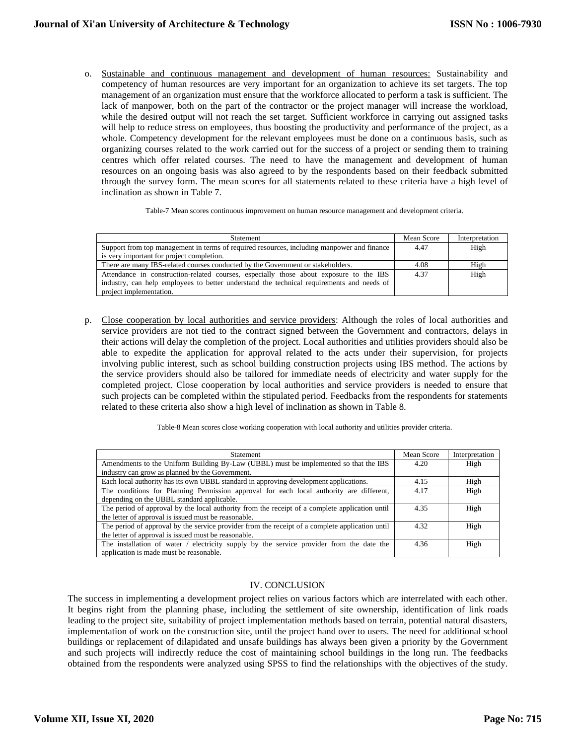o. Sustainable and continuous management and development of human resources: Sustainability and competency of human resources are very important for an organization to achieve its set targets. The top management of an organization must ensure that the workforce allocated to perform a task is sufficient. The lack of manpower, both on the part of the contractor or the project manager will increase the workload, while the desired output will not reach the set target. Sufficient workforce in carrying out assigned tasks will help to reduce stress on employees, thus boosting the productivity and performance of the project, as a whole. Competency development for the relevant employees must be done on a continuous basis, such as organizing courses related to the work carried out for the success of a project or sending them to training centres which offer related courses. The need to have the management and development of human resources on an ongoing basis was also agreed to by the respondents based on their feedback submitted through the survey form. The mean scores for all statements related to these criteria have a high level of inclination as shown in Table 7.

Table-7 Mean scores continuous improvement on human resource management and development criteria.

| Statement | Mean Score | Interpretation |
|---|---|---|
| Support from top management in terms of required resources, including manpower and finance is very important for project completion. | 4.47 | High |
| There are many IBS-related courses conducted by the Government or stakeholders. | 4.08 | High |
| Attendance in construction-related courses, especially those about exposure to the IBS industry, can help employees to better understand the technical requirements and needs of project implementation. | 4.37 | High |

p. Close cooperation by local authorities and service providers: Although the roles of local authorities and service providers are not tied to the contract signed between the Government and contractors, delays in their actions will delay the completion of the project. Local authorities and utilities providers should also be able to expedite the application for approval related to the acts under their supervision, for projects involving public interest, such as school building construction projects using IBS method. The actions by the service providers should also be tailored for immediate needs of electricity and water supply for the completed project. Close cooperation by local authorities and service providers is needed to ensure that such projects can be completed within the stipulated period. Feedbacks from the respondents for statements related to these criteria also show a high level of inclination as shown in Table 8.

Table-8 Mean scores close working cooperation with local authority and utilities provider criteria.

| Statement | Mean Score | Interpretation |
|---|---|---|
| Amendments to the Uniform Building By-Law (UBBL) must be implemented so that the IBS industry can grow as planned by the Government. | 4.20 | High |
| Each local authority has its own UBBL standard in approving development applications. | 4.15 | High |
| The conditions for Planning Permission approval for each local authority are different, depending on the UBBL standard applicable. | 4.17 | High |
| The period of approval by the local authority from the receipt of a complete application until the letter of approval is issued must be reasonable. | 4.35 | High |
| The period of approval by the service provider from the receipt of a complete application until the letter of approval is issued must be reasonable. | 4.32 | High |
| The installation of water / electricity supply by the service provider from the date the application is made must be reasonable. | 4.36 | High |

## IV. CONCLUSION

The success in implementing a development project relies on various factors which are interrelated with each other. It begins right from the planning phase, including the settlement of site ownership, identification of link roads leading to the project site, suitability of project implementation methods based on terrain, potential natural disasters, implementation of work on the construction site, until the project hand over to users. The need for additional school buildings or replacement of dilapidated and unsafe buildings has always been given a priority by the Government and such projects will indirectly reduce the cost of maintaining school buildings in the long run. The feedbacks obtained from the respondents were analyzed using SPSS to find the relationships with the objectives of the study.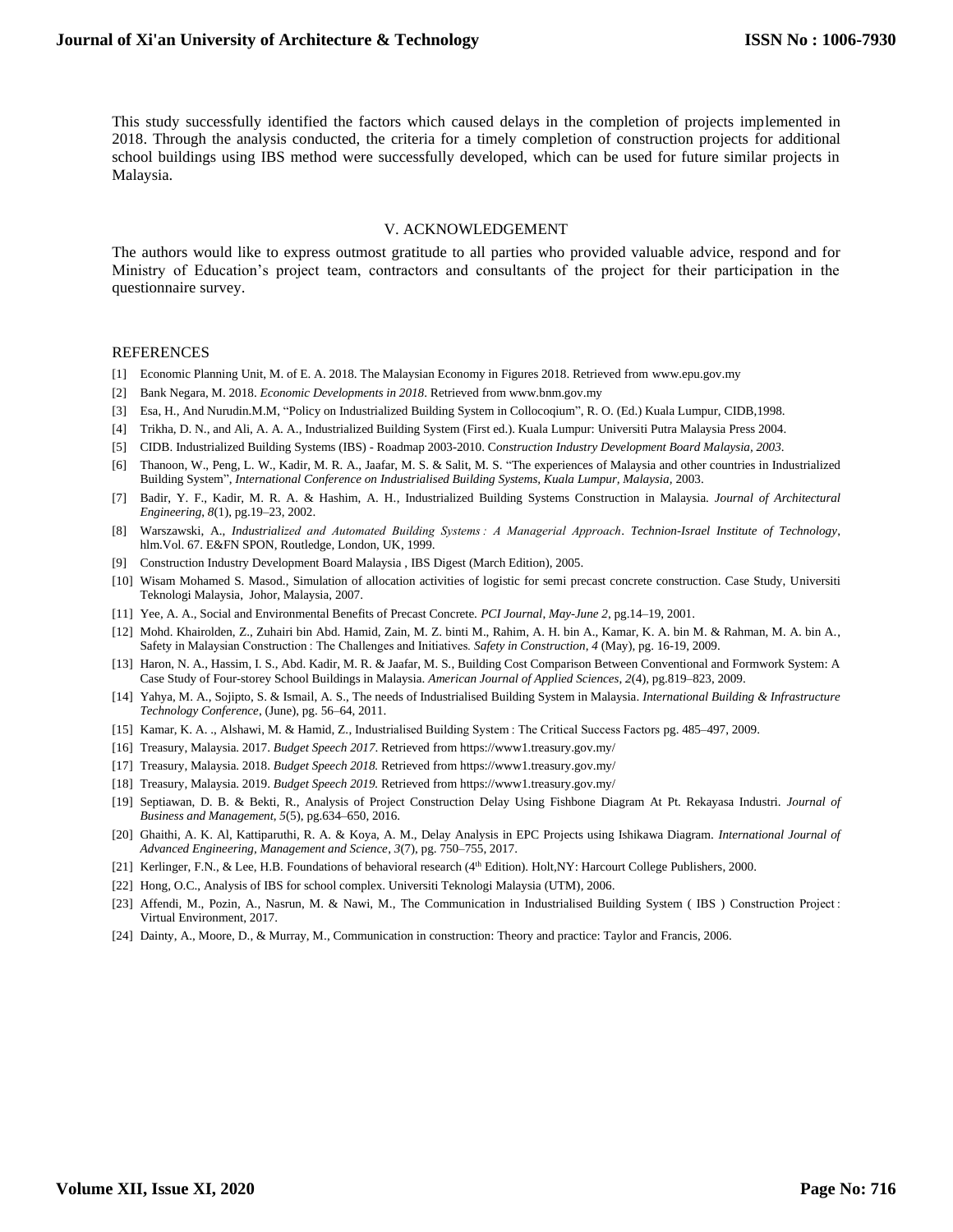This study successfully identified the factors which caused delays in the completion of projects implemented in 2018. Through the analysis conducted, the criteria for a timely completion of construction projects for additional school buildings using IBS method were successfully developed, which can be used for future similar projects in Malaysia.

## V. ACKNOWLEDGEMENT

The authors would like to express outmost gratitude to all parties who provided valuable advice, respond and for Ministry of Education's project team, contractors and consultants of the project for their participation in the questionnaire survey.

## REFERENCES

[1] Economic Planning Unit, M. of E. A. 2018. The Malaysian Economy in Figures 2018. Retrieved from www.epu.gov.my

[2] Bank Negara, M. 2018. *Economic Developments in 2018*. Retrieved from www.bnm.gov.my

[3] Esa, H., And Nurudin.M.M, "Policy on Industrialized Building System in Collocoqium", R. O. (Ed.) Kuala Lumpur, CIDB,1998.

[4] Trikha, D. N., and Ali, A. A. A., Industrialized Building System (First ed.). Kuala Lumpur: Universiti Putra Malaysia Press 2004.

[5] CIDB. Industrialized Building Systems (IBS) - Roadmap 2003-2010. C*onstruction Industry Development Board Malaysia, 2003*.

[6] Thanoon, W., Peng, L. W., Kadir, M. R. A., Jaafar, M. S. & Salit, M. S. "The experiences of Malaysia and other countries in Industrialized Building System", *International Conference on Industrialised Building Systems, Kuala Lumpur, Malaysia,* 2003.

[7] Badir, Y. F., Kadir, M. R. A. & Hashim, A. H., Industrialized Building Systems Construction in Malaysia. *Journal of Architectural Engineering*, *8*(1), pg.19–23, 2002.

[8] Warszawski, A., *Industrialized and Automated Building Systems : A Managerial Approach*. *Technion-Israel Institute of Technology*, hlm.Vol. 67. E&FN SPON, Routledge, London, UK, 1999.

[9] Construction Industry Development Board Malaysia , IBS Digest (March Edition), 2005.

[10] Wisam Mohamed S. Masod., Simulation of allocation activities of logistic for semi precast concrete construction. Case Study, Universiti Teknologi Malaysia, Johor, Malaysia, 2007.

[11] Yee, A. A., Social and Environmental Benefits of Precast Concrete. *PCI Journal, May-June 2*, pg.14–19, 2001.

[12] Mohd. Khairolden, Z., Zuhairi bin Abd. Hamid, Zain, M. Z. binti M., Rahim, A. H. bin A., Kamar, K. A. bin M. & Rahman, M. A. bin A., Safety in Malaysian Construction : The Challenges and Initiatives. *Safety in Construction*, *4* (May), pg. 16-19, 2009.

[13] Haron, N. A., Hassim, I. S., Abd. Kadir, M. R. & Jaafar, M. S., Building Cost Comparison Between Conventional and Formwork System: A Case Study of Four-storey School Buildings in Malaysia. *American Journal of Applied Sciences*, *2*(4), pg.819–823, 2009.

[14] Yahya, M. A., Sojipto, S. & Ismail, A. S., The needs of Industrialised Building System in Malaysia. *International Building & Infrastructure Technology Conference*, (June), pg. 56–64, 2011.

[15] Kamar, K. A. ., Alshawi, M. & Hamid, Z., Industrialised Building System : The Critical Success Factors pg. 485–497, 2009.

[16] Treasury, Malaysia. 2017. *Budget Speech 2017*. Retrieved from https://www1.treasury.gov.my/

[17] Treasury, Malaysia. 2018. *Budget Speech 2018.* Retrieved from https://www1.treasury.gov.my/

[18] Treasury, Malaysia. 2019. *Budget Speech 2019.* Retrieved from https://www1.treasury.gov.my/

[19] Septiawan, D. B. & Bekti, R., Analysis of Project Construction Delay Using Fishbone Diagram At Pt. Rekayasa Industri. *Journal of Business and Management, 5*(5), pg.634–650, 2016.

[20] Ghaithi, A. K. Al, Kattiparuthi, R. A. & Koya, A. M., Delay Analysis in EPC Projects using Ishikawa Diagram. *International Journal of Advanced Engineering, Management and Science*, *3*(7), pg. 750–755, 2017.

[21] Kerlinger, F.N., & Lee, H.B. Foundations of behavioral research (4th Edition). Holt,NY: Harcourt College Publishers, 2000.

[22] Hong, O.C., Analysis of IBS for school complex. Universiti Teknologi Malaysia (UTM), 2006.

[23] Affendi, M., Pozin, A., Nasrun, M. & Nawi, M., The Communication in Industrialised Building System ( IBS ) Construction Project : Virtual Environment, 2017.

[24] Dainty, A., Moore, D., & Murray, M., Communication in construction: Theory and practice: Taylor and Francis, 2006.